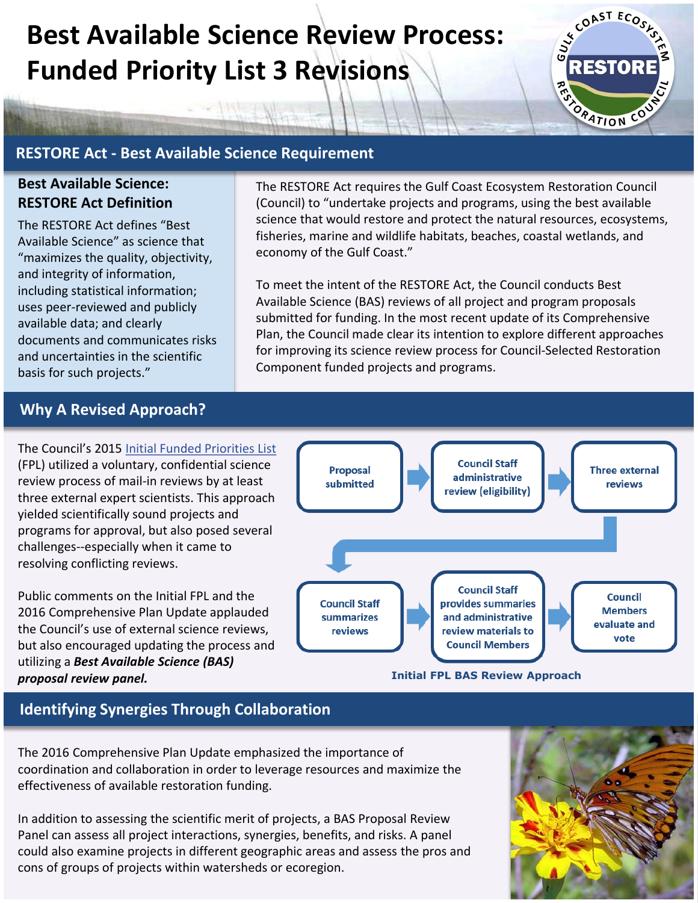# Best Available Science Review Process: Funded Priority List 3 Revisions

## RESTORE Act - Best Available Science Requirement

### Best Available Science: RESTORE Act Definition

The RESTORE Act defines "Best Available Science" as science that "maximizes the quality, objectivity, and integrity of information, including statistical information; uses peer-reviewed and publicly available data; and clearly documents and communicates risks and uncertainties in the scientific basis for such projects."

The RESTORE Act requires the Gulf Coast Ecosystem Restoration Council (Council) to "undertake projects and programs, using the best available science that would restore and protect the natural resources, ecosystems, fisheries, marine and wildlife habitats, beaches, coastal wetlands, and economy of the Gulf Coast."

To meet the intent of the RESTORE Act, the Council conducts Best Available Science (BAS) reviews of all project and program proposals submitted for funding. In the most recent update of its Comprehensive Plan, the Council made clear its intention to explore different approaches for improving its science review process for Council-Selected Restoration Component funded projects and programs.

## Why A Revised Approach?

The Council's 2015 Initial Funded Priorities List (FPL) utilized a voluntary, confidential science review process of mail-in reviews by at least three external expert scientists. This approach yielded scientifically sound projects and programs for approval, but also posed several challenges--especially when it came to resolving conflicting reviews.

Public comments on the Initial FPL and the 2016 Comprehensive Plan Update applauded the Council's use of external science reviews, but also encouraged updating the process and utilizing a ***Best Available Science (BAS) proposal review panel.***

Proposal submitted → Council Staff administrative review (eligibility) → Three external reviews → Council Staff summarizes reviews → Council Staff provides summaries and administrative review materials to Council Members → Council Members evaluate and vote

**Initial FPL BAS Review Approach**

## Identifying Synergies Through Collaboration

The 2016 Comprehensive Plan Update emphasized the importance of coordination and collaboration in order to leverage resources and maximize the effectiveness of available restoration funding.

In addition to assessing the scientific merit of projects, a BAS Proposal Review Panel can assess all project interactions, synergies, benefits, and risks. A panel could also examine projects in different geographic areas and assess the pros and cons of groups of projects within watersheds or ecoregion.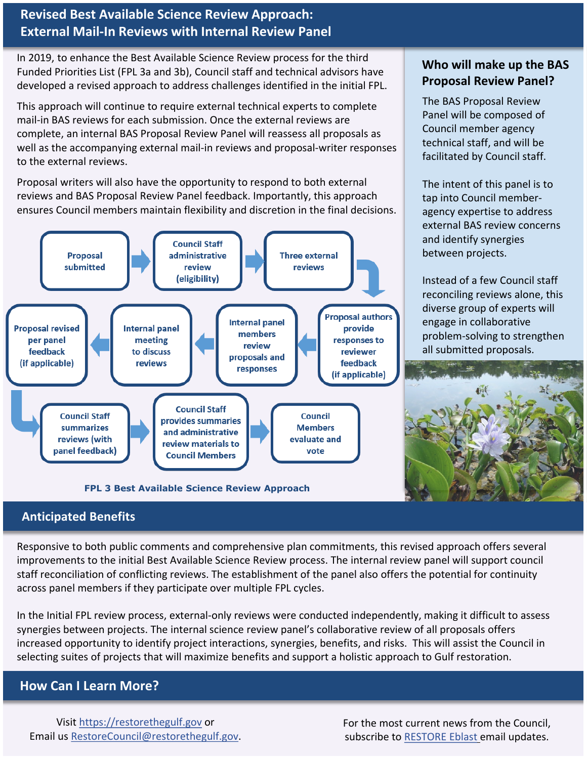# Revised Best Available Science Review Approach: External Mail-In Reviews with Internal Review Panel

In 2019, to enhance the Best Available Science Review process for the third Funded Priorities List (FPL 3a and 3b), Council staff and technical advisors have developed a revised approach to address challenges identified in the initial FPL.

This approach will continue to require external technical experts to complete mail-in BAS reviews for each submission. Once the external reviews are complete, an internal BAS Proposal Review Panel will reassess all proposals as well as the accompanying external mail-in reviews and proposal-writer responses to the external reviews.

Proposal writers will also have the opportunity to respond to both external reviews and BAS Proposal Review Panel feedback. Importantly, this approach ensures Council members maintain flexibility and discretion in the final decisions.

Proposal submitted

Council Staff administrative review (eligibility)

Three external reviews

Proposal authors provide responses to reviewer feedback (if applicable)

Internal panel members review proposals and responses

Internal panel meeting to discuss reviews

Proposal revised per panel feedback (if applicable)

Council Staff summarizes reviews (with panel feedback)

Council Staff provides summaries and administrative review materials to Council Members

Council Members evaluate and vote

**FPL 3 Best Available Science Review Approach**

## Who will make up the BAS Proposal Review Panel?

The BAS Proposal Review Panel will be composed of Council member agency technical staff, and will be facilitated by Council staff.

The intent of this panel is to tap into Council member-agency expertise to address external BAS review concerns and identify synergies between projects.

Instead of a few Council staff reconciling reviews alone, this diverse group of experts will engage in collaborative problem-solving to strengthen all submitted proposals.

## Anticipated Benefits

Responsive to both public comments and comprehensive plan commitments, this revised approach offers several improvements to the initial Best Available Science Review process. The internal review panel will support council staff reconciliation of conflicting reviews. The establishment of the panel also offers the potential for continuity across panel members if they participate over multiple FPL cycles.

In the Initial FPL review process, external-only reviews were conducted independently, making it difficult to assess synergies between projects. The internal science review panel's collaborative review of all proposals offers increased opportunity to identify project interactions, synergies, benefits, and risks. This will assist the Council in selecting suites of projects that will maximize benefits and support a holistic approach to Gulf restoration.

## How Can I Learn More?

Visit https://restorethegulf.gov or
Email us RestoreCouncil@restorethegulf.gov.

For the most current news from the Council, subscribe to RESTORE Eblast email updates.